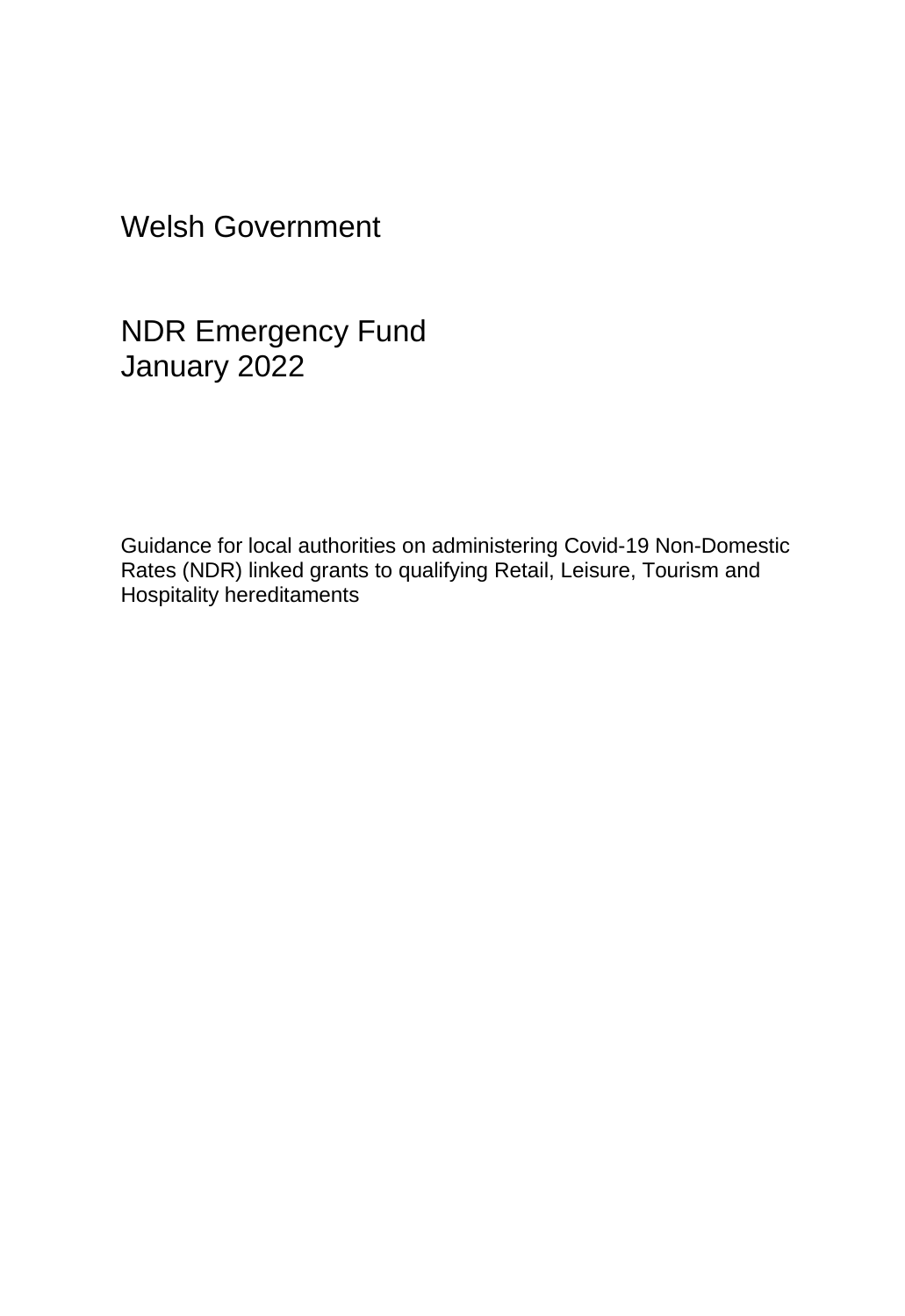# Welsh Government

# NDR Emergency Fund
# January 2022

Guidance for local authorities on administering Covid-19 Non-Domestic Rates (NDR) linked grants to qualifying Retail, Leisure, Tourism and Hospitality hereditaments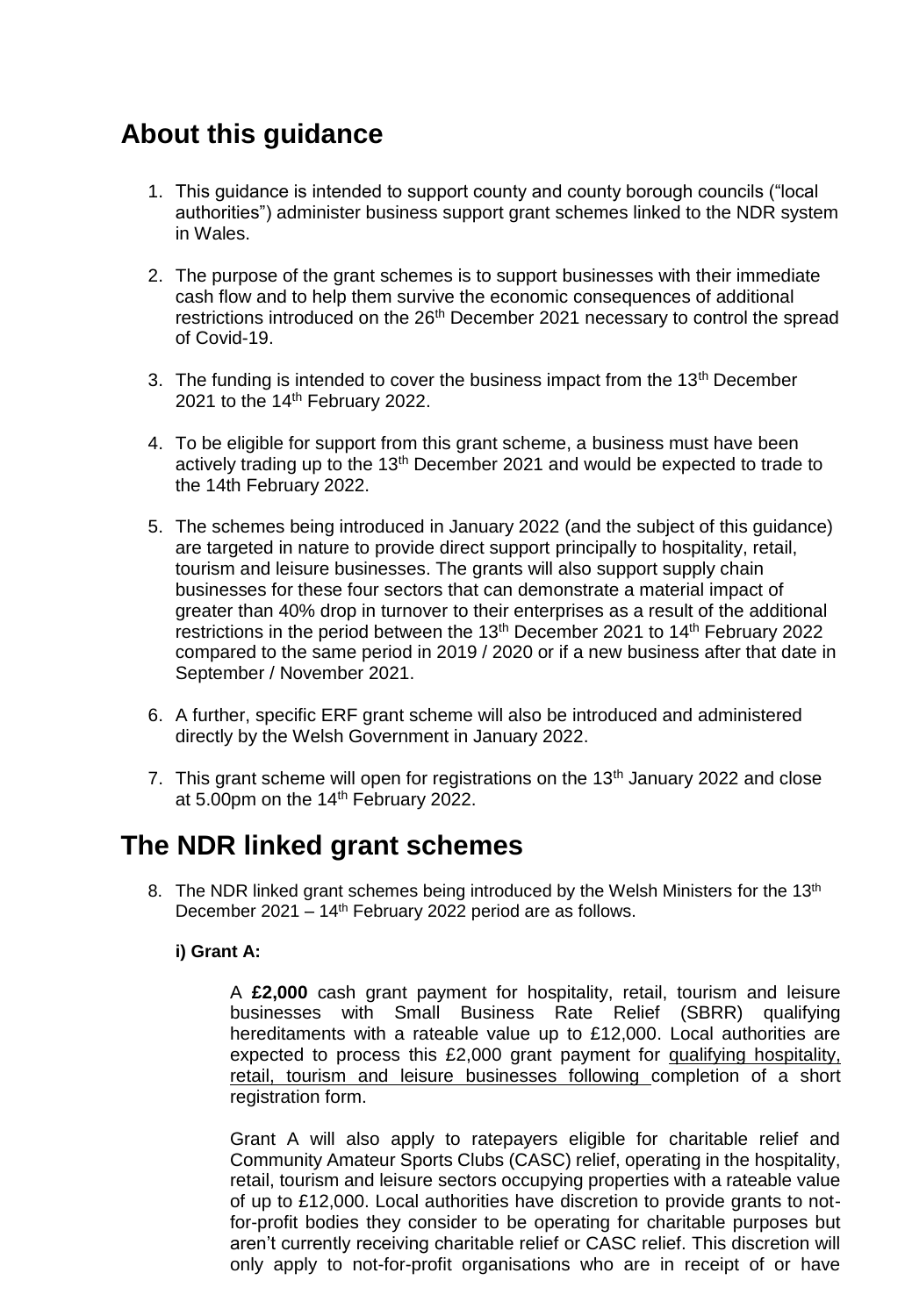## About this guidance

1. This guidance is intended to support county and county borough councils ("local authorities") administer business support grant schemes linked to the NDR system in Wales.

2. The purpose of the grant schemes is to support businesses with their immediate cash flow and to help them survive the economic consequences of additional restrictions introduced on the 26th December 2021 necessary to control the spread of Covid-19.

3. The funding is intended to cover the business impact from the 13th December 2021 to the 14th February 2022.

4. To be eligible for support from this grant scheme, a business must have been actively trading up to the 13th December 2021 and would be expected to trade to the 14th February 2022.

5. The schemes being introduced in January 2022 (and the subject of this guidance) are targeted in nature to provide direct support principally to hospitality, retail, tourism and leisure businesses. The grants will also support supply chain businesses for these four sectors that can demonstrate a material impact of greater than 40% drop in turnover to their enterprises as a result of the additional restrictions in the period between the 13th December 2021 to 14th February 2022 compared to the same period in 2019 / 2020 or if a new business after that date in September / November 2021.

6. A further, specific ERF grant scheme will also be introduced and administered directly by the Welsh Government in January 2022.

7. This grant scheme will open for registrations on the 13th January 2022 and close at 5.00pm on the 14th February 2022.

## The NDR linked grant schemes

8. The NDR linked grant schemes being introduced by the Welsh Ministers for the 13th December 2021 – 14th February 2022 period are as follows.

   **i) Grant A:**

   A **£2,000** cash grant payment for hospitality, retail, tourism and leisure businesses with Small Business Rate Relief (SBRR) qualifying hereditaments with a rateable value up to £12,000. Local authorities are expected to process this £2,000 grant payment for qualifying hospitality, retail, tourism and leisure businesses following completion of a short registration form.

   Grant A will also apply to ratepayers eligible for charitable relief and Community Amateur Sports Clubs (CASC) relief, operating in the hospitality, retail, tourism and leisure sectors occupying properties with a rateable value of up to £12,000. Local authorities have discretion to provide grants to not-for-profit bodies they consider to be operating for charitable purposes but aren't currently receiving charitable relief or CASC relief. This discretion will only apply to not-for-profit organisations who are in receipt of or have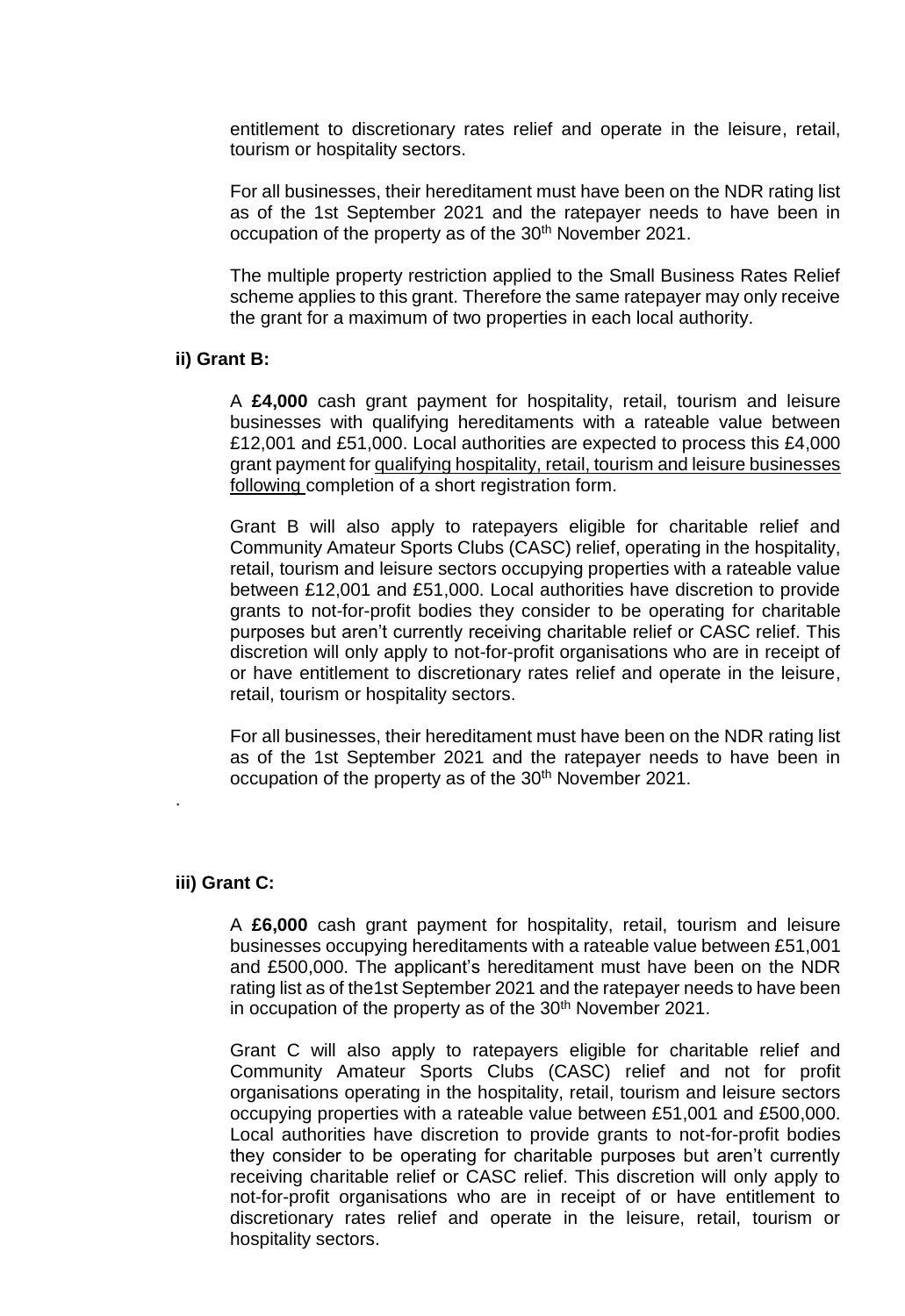entitlement to discretionary rates relief and operate in the leisure, retail, tourism or hospitality sectors.

For all businesses, their hereditament must have been on the NDR rating list as of the 1st September 2021 and the ratepayer needs to have been in occupation of the property as of the 30th November 2021.

The multiple property restriction applied to the Small Business Rates Relief scheme applies to this grant. Therefore the same ratepayer may only receive the grant for a maximum of two properties in each local authority.

**ii) Grant B:**

A **£4,000** cash grant payment for hospitality, retail, tourism and leisure businesses with qualifying hereditaments with a rateable value between £12,001 and £51,000. Local authorities are expected to process this £4,000 grant payment for qualifying hospitality, retail, tourism and leisure businesses following completion of a short registration form.

Grant B will also apply to ratepayers eligible for charitable relief and Community Amateur Sports Clubs (CASC) relief, operating in the hospitality, retail, tourism and leisure sectors occupying properties with a rateable value between £12,001 and £51,000. Local authorities have discretion to provide grants to not-for-profit bodies they consider to be operating for charitable purposes but aren't currently receiving charitable relief or CASC relief. This discretion will only apply to not-for-profit organisations who are in receipt of or have entitlement to discretionary rates relief and operate in the leisure, retail, tourism or hospitality sectors.

For all businesses, their hereditament must have been on the NDR rating list as of the 1st September 2021 and the ratepayer needs to have been in occupation of the property as of the 30th November 2021.

.

**iii) Grant C:**

A **£6,000** cash grant payment for hospitality, retail, tourism and leisure businesses occupying hereditaments with a rateable value between £51,001 and £500,000. The applicant's hereditament must have been on the NDR rating list as of the1st September 2021 and the ratepayer needs to have been in occupation of the property as of the 30th November 2021.

Grant C will also apply to ratepayers eligible for charitable relief and Community Amateur Sports Clubs (CASC) relief and not for profit organisations operating in the hospitality, retail, tourism and leisure sectors occupying properties with a rateable value between £51,001 and £500,000. Local authorities have discretion to provide grants to not-for-profit bodies they consider to be operating for charitable purposes but aren't currently receiving charitable relief or CASC relief. This discretion will only apply to not-for-profit organisations who are in receipt of or have entitlement to discretionary rates relief and operate in the leisure, retail, tourism or hospitality sectors.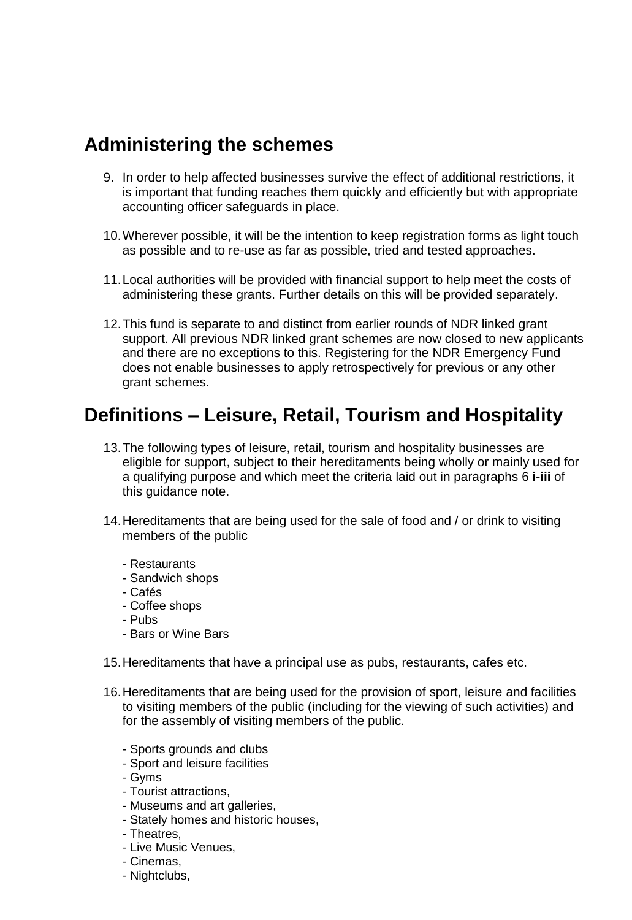## Administering the schemes

9. In order to help affected businesses survive the effect of additional restrictions, it is important that funding reaches them quickly and efficiently but with appropriate accounting officer safeguards in place.

10. Wherever possible, it will be the intention to keep registration forms as light touch as possible and to re-use as far as possible, tried and tested approaches.

11. Local authorities will be provided with financial support to help meet the costs of administering these grants. Further details on this will be provided separately.

12. This fund is separate to and distinct from earlier rounds of NDR linked grant support. All previous NDR linked grant schemes are now closed to new applicants and there are no exceptions to this. Registering for the NDR Emergency Fund does not enable businesses to apply retrospectively for previous or any other grant schemes.

## Definitions – Leisure, Retail, Tourism and Hospitality

13. The following types of leisure, retail, tourism and hospitality businesses are eligible for support, subject to their hereditaments being wholly or mainly used for a qualifying purpose and which meet the criteria laid out in paragraphs 6 **i-iii** of this guidance note.

14. Hereditaments that are being used for the sale of food and / or drink to visiting members of the public

    - Restaurants
    - Sandwich shops
    - Cafés
    - Coffee shops
    - Pubs
    - Bars or Wine Bars

15. Hereditaments that have a principal use as pubs, restaurants, cafes etc.

16. Hereditaments that are being used for the provision of sport, leisure and facilities to visiting members of the public (including for the viewing of such activities) and for the assembly of visiting members of the public.

    - Sports grounds and clubs
    - Sport and leisure facilities
    - Gyms
    - Tourist attractions,
    - Museums and art galleries,
    - Stately homes and historic houses,
    - Theatres,
    - Live Music Venues,
    - Cinemas,
    - Nightclubs,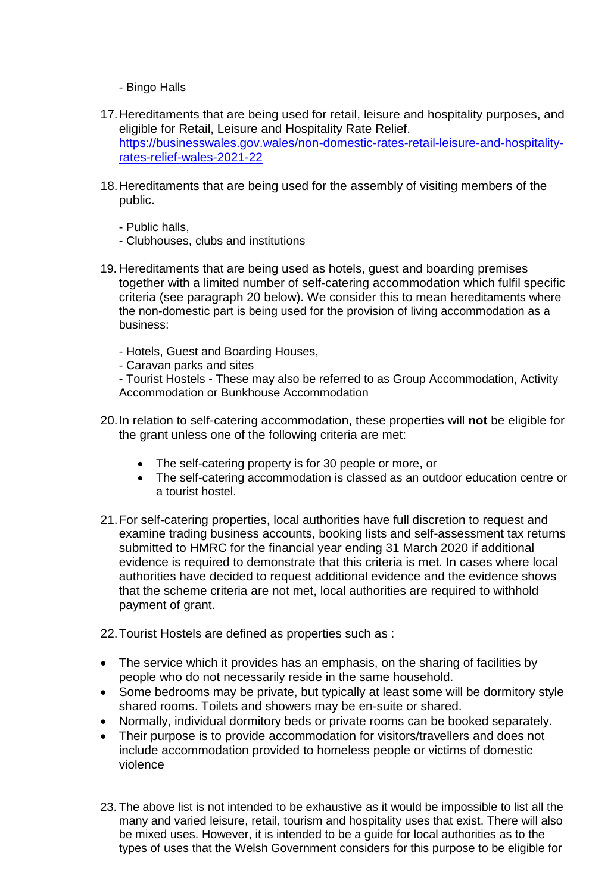- Bingo Halls

17. Hereditaments that are being used for retail, leisure and hospitality purposes, and eligible for Retail, Leisure and Hospitality Rate Relief. [https://businesswales.gov.wales/non-domestic-rates-retail-leisure-and-hospitality-rates-relief-wales-2021-22](https://businesswales.gov.wales/non-domestic-rates-retail-leisure-and-hospitality-rates-relief-wales-2021-22)

18. Hereditaments that are being used for the assembly of visiting members of the public.

    - Public halls,
    - Clubhouses, clubs and institutions

19. Hereditaments that are being used as hotels, guest and boarding premises together with a limited number of self-catering accommodation which fulfil specific criteria (see paragraph 20 below). We consider this to mean hereditaments where the non-domestic part is being used for the provision of living accommodation as a business:

    - Hotels, Guest and Boarding Houses,
    - Caravan parks and sites
    - Tourist Hostels - These may also be referred to as Group Accommodation, Activity Accommodation or Bunkhouse Accommodation

20. In relation to self-catering accommodation, these properties will **not** be eligible for the grant unless one of the following criteria are met:

    - The self-catering property is for 30 people or more, or
    - The self-catering accommodation is classed as an outdoor education centre or a tourist hostel.

21. For self-catering properties, local authorities have full discretion to request and examine trading business accounts, booking lists and self-assessment tax returns submitted to HMRC for the financial year ending 31 March 2020 if additional evidence is required to demonstrate that this criteria is met. In cases where local authorities have decided to request additional evidence and the evidence shows that the scheme criteria are not met, local authorities are required to withhold payment of grant.

22. Tourist Hostels are defined as properties such as :

- The service which it provides has an emphasis, on the sharing of facilities by people who do not necessarily reside in the same household.
- Some bedrooms may be private, but typically at least some will be dormitory style shared rooms. Toilets and showers may be en-suite or shared.
- Normally, individual dormitory beds or private rooms can be booked separately.
- Their purpose is to provide accommodation for visitors/travellers and does not include accommodation provided to homeless people or victims of domestic violence

23. The above list is not intended to be exhaustive as it would be impossible to list all the many and varied leisure, retail, tourism and hospitality uses that exist. There will also be mixed uses. However, it is intended to be a guide for local authorities as to the types of uses that the Welsh Government considers for this purpose to be eligible for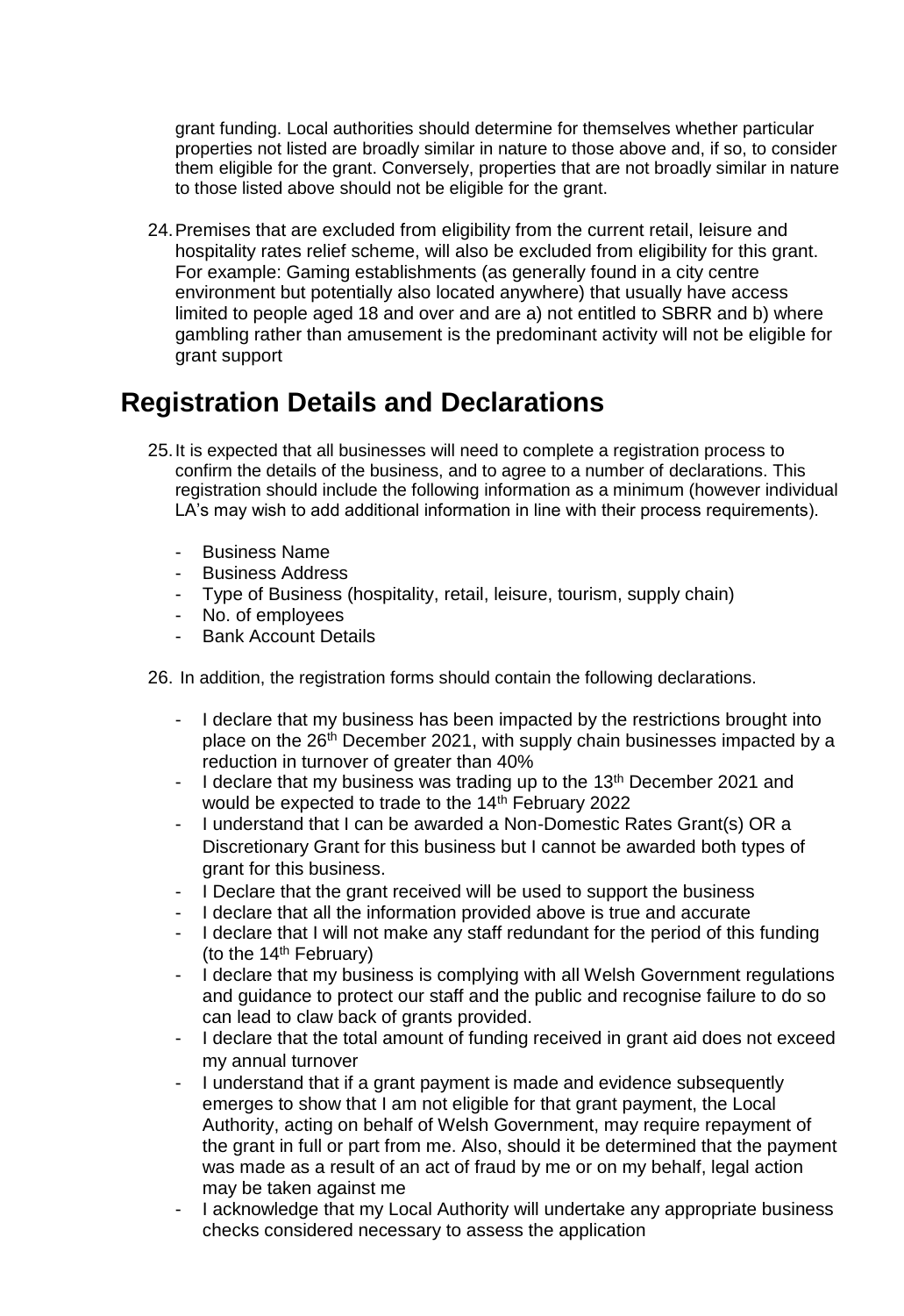grant funding. Local authorities should determine for themselves whether particular properties not listed are broadly similar in nature to those above and, if so, to consider them eligible for the grant. Conversely, properties that are not broadly similar in nature to those listed above should not be eligible for the grant.

24. Premises that are excluded from eligibility from the current retail, leisure and hospitality rates relief scheme, will also be excluded from eligibility for this grant. For example: Gaming establishments (as generally found in a city centre environment but potentially also located anywhere) that usually have access limited to people aged 18 and over and are a) not entitled to SBRR and b) where gambling rather than amusement is the predominant activity will not be eligible for grant support

## Registration Details and Declarations

25. It is expected that all businesses will need to complete a registration process to confirm the details of the business, and to agree to a number of declarations. This registration should include the following information as a minimum (however individual LA's may wish to add additional information in line with their process requirements).

   - Business Name
   - Business Address
   - Type of Business (hospitality, retail, leisure, tourism, supply chain)
   - No. of employees
   - Bank Account Details

26. In addition, the registration forms should contain the following declarations.

   - I declare that my business has been impacted by the restrictions brought into place on the 26th December 2021, with supply chain businesses impacted by a reduction in turnover of greater than 40%
   - I declare that my business was trading up to the 13th December 2021 and would be expected to trade to the 14th February 2022
   - I understand that I can be awarded a Non-Domestic Rates Grant(s) OR a Discretionary Grant for this business but I cannot be awarded both types of grant for this business.
   - I Declare that the grant received will be used to support the business
   - I declare that all the information provided above is true and accurate
   - I declare that I will not make any staff redundant for the period of this funding (to the 14th February)
   - I declare that my business is complying with all Welsh Government regulations and guidance to protect our staff and the public and recognise failure to do so can lead to claw back of grants provided.
   - I declare that the total amount of funding received in grant aid does not exceed my annual turnover
   - I understand that if a grant payment is made and evidence subsequently emerges to show that I am not eligible for that grant payment, the Local Authority, acting on behalf of Welsh Government, may require repayment of the grant in full or part from me. Also, should it be determined that the payment was made as a result of an act of fraud by me or on my behalf, legal action may be taken against me
   - I acknowledge that my Local Authority will undertake any appropriate business checks considered necessary to assess the application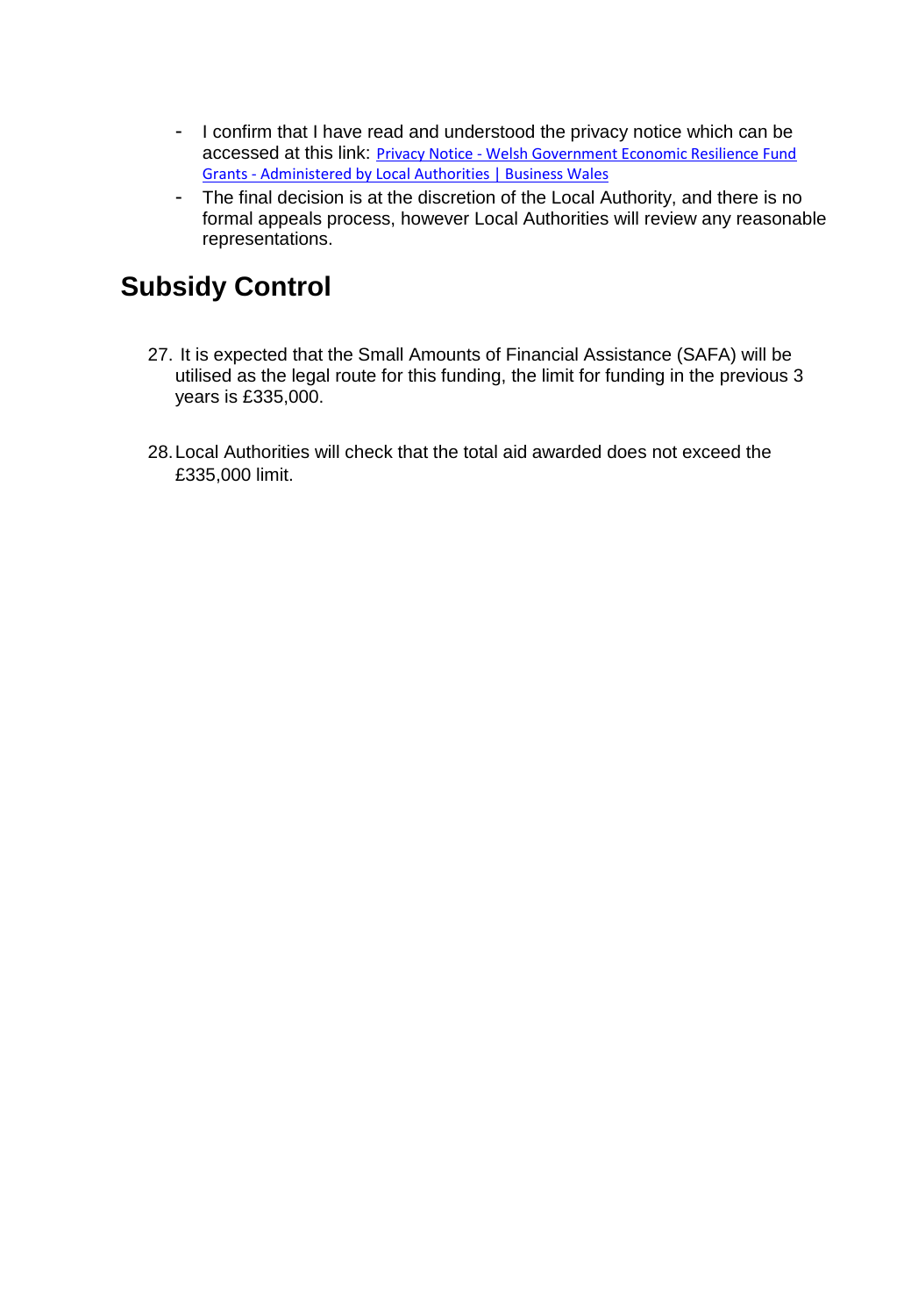- I confirm that I have read and understood the privacy notice which can be accessed at this link: [Privacy Notice - Welsh Government Economic Resilience Fund Grants - Administered by Local Authorities | Business Wales]()
- The final decision is at the discretion of the Local Authority, and there is no formal appeals process, however Local Authorities will review any reasonable representations.

## Subsidy Control

27. It is expected that the Small Amounts of Financial Assistance (SAFA) will be utilised as the legal route for this funding, the limit for funding in the previous 3 years is £335,000.

28. Local Authorities will check that the total aid awarded does not exceed the £335,000 limit.